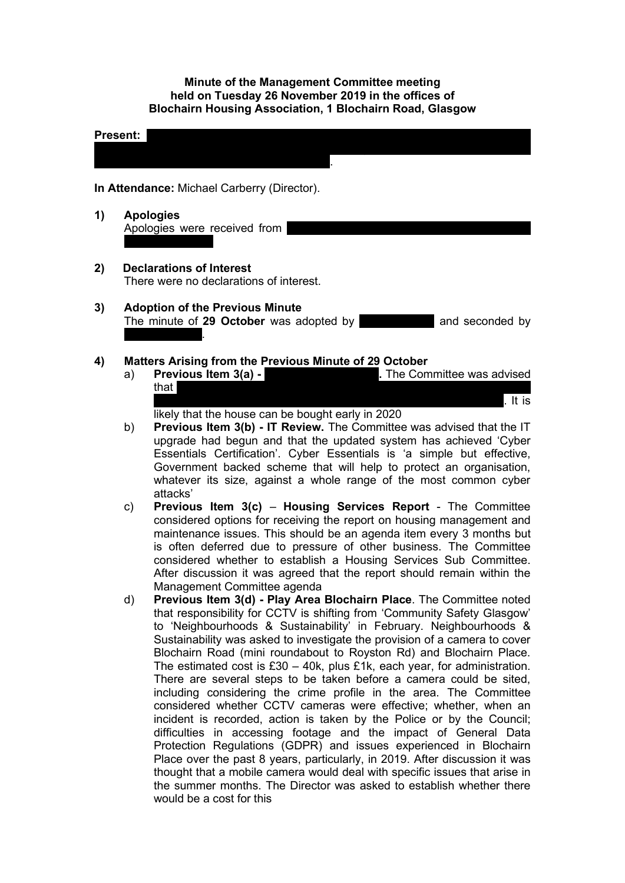**Minute of the Management Committee meeting held on Tuesday 26 November 2019 in the offices of Blochairn Housing Association, 1 Blochairn Road, Glasgow**

**Present:** .

**In Attendance:** Michael Carberry (Director).

1) **Apologies**
   Apologies were received from

2) **Declarations of Interest**
   There were no declarations of interest.

3) **Adoption of the Previous Minute**
   The minute of **29 October** was adopted by and seconded by .

4) **Matters Arising from the Previous Minute of 29 October**
   a) **Previous Item 3(a) - .** The Committee was advised that . It is likely that the house can be bought early in 2020
   b) **Previous Item 3(b) - IT Review.** The Committee was advised that the IT upgrade had begun and that the updated system has achieved 'Cyber Essentials Certification'. Cyber Essentials is 'a simple but effective, Government backed scheme that will help to protect an organisation, whatever its size, against a whole range of the most common cyber attacks'
   c) **Previous Item 3(c)** – **Housing Services Report** - The Committee considered options for receiving the report on housing management and maintenance issues. This should be an agenda item every 3 months but is often deferred due to pressure of other business. The Committee considered whether to establish a Housing Services Sub Committee. After discussion it was agreed that the report should remain within the Management Committee agenda
   d) **Previous Item 3(d) - Play Area Blochairn Place**. The Committee noted that responsibility for CCTV is shifting from 'Community Safety Glasgow' to 'Neighbourhoods & Sustainability' in February. Neighbourhoods & Sustainability was asked to investigate the provision of a camera to cover Blochairn Road (mini roundabout to Royston Rd) and Blochairn Place. The estimated cost is £30 – 40k, plus £1k, each year, for administration. There are several steps to be taken before a camera could be sited, including considering the crime profile in the area. The Committee considered whether CCTV cameras were effective; whether, when an incident is recorded, action is taken by the Police or by the Council; difficulties in accessing footage and the impact of General Data Protection Regulations (GDPR) and issues experienced in Blochairn Place over the past 8 years, particularly, in 2019. After discussion it was thought that a mobile camera would deal with specific issues that arise in the summer months. The Director was asked to establish whether there would be a cost for this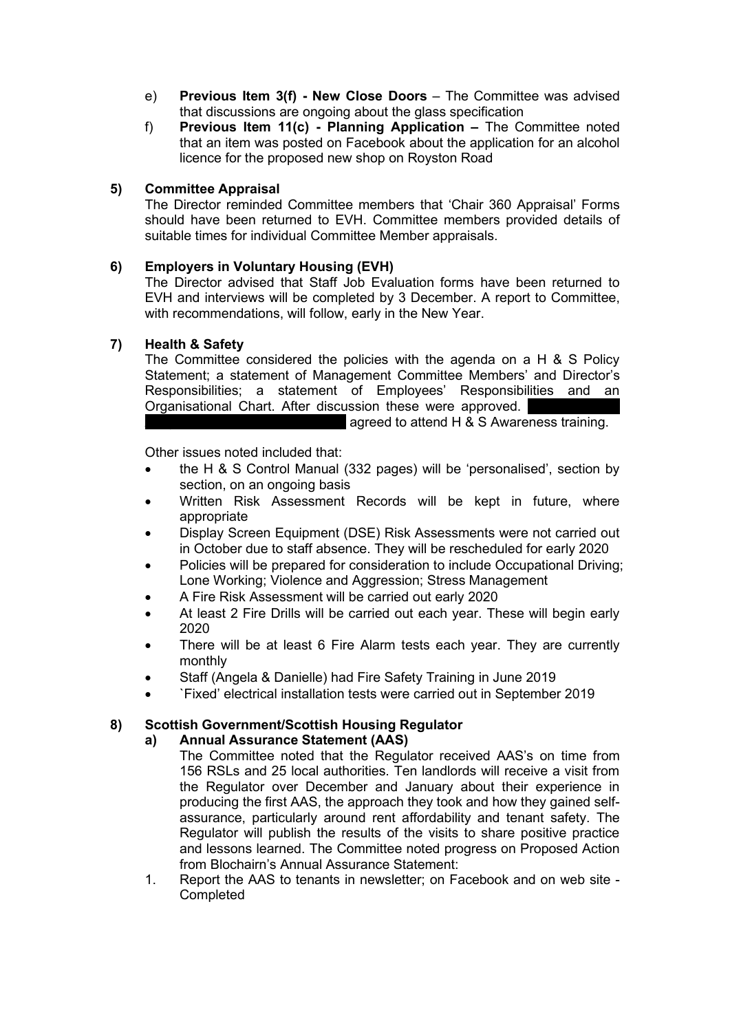e) **Previous Item 3(f) - New Close Doors** – The Committee was advised that discussions are ongoing about the glass specification

f) **Previous Item 11(c) - Planning Application –** The Committee noted that an item was posted on Facebook about the application for an alcohol licence for the proposed new shop on Royston Road

**5) Committee Appraisal**

The Director reminded Committee members that 'Chair 360 Appraisal' Forms should have been returned to EVH. Committee members provided details of suitable times for individual Committee Member appraisals.

**6) Employers in Voluntary Housing (EVH)**

The Director advised that Staff Job Evaluation forms have been returned to EVH and interviews will be completed by 3 December. A report to Committee, with recommendations, will follow, early in the New Year.

**7) Health & Safety**

The Committee considered the policies with the agenda on a H & S Policy Statement; a statement of Management Committee Members' and Director's Responsibilities; a statement of Employees' Responsibilities and an Organisational Chart. After discussion these were approved. agreed to attend H & S Awareness training.

Other issues noted included that:

- the H & S Control Manual (332 pages) will be 'personalised', section by section, on an ongoing basis
- Written Risk Assessment Records will be kept in future, where appropriate
- Display Screen Equipment (DSE) Risk Assessments were not carried out in October due to staff absence. They will be rescheduled for early 2020
- Policies will be prepared for consideration to include Occupational Driving; Lone Working; Violence and Aggression; Stress Management
- A Fire Risk Assessment will be carried out early 2020
- At least 2 Fire Drills will be carried out each year. These will begin early 2020
- There will be at least 6 Fire Alarm tests each year. They are currently monthly
- Staff (Angela & Danielle) had Fire Safety Training in June 2019
- `Fixed' electrical installation tests were carried out in September 2019

**8) Scottish Government/Scottish Housing Regulator**

**a) Annual Assurance Statement (AAS)**

The Committee noted that the Regulator received AAS's on time from 156 RSLs and 25 local authorities. Ten landlords will receive a visit from the Regulator over December and January about their experience in producing the first AAS, the approach they took and how they gained self-assurance, particularly around rent affordability and tenant safety. The Regulator will publish the results of the visits to share positive practice and lessons learned. The Committee noted progress on Proposed Action from Blochairn's Annual Assurance Statement:

1. Report the AAS to tenants in newsletter; on Facebook and on web site - Completed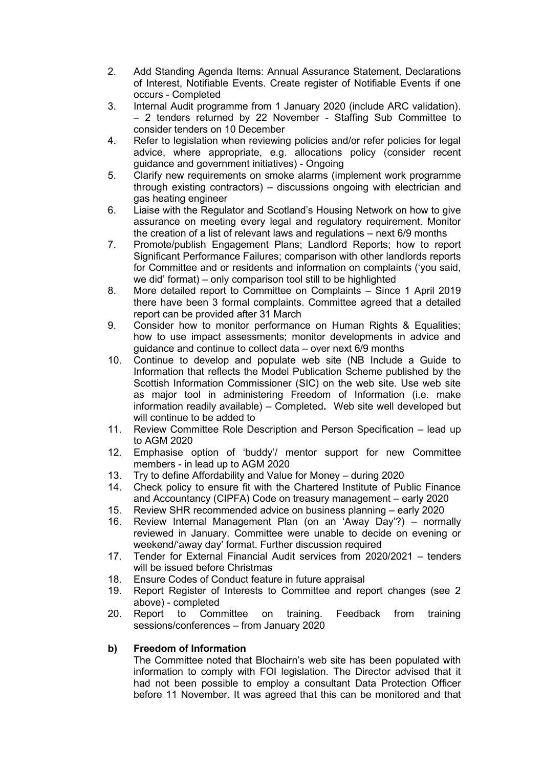2. Add Standing Agenda Items: Annual Assurance Statement, Declarations of Interest, Notifiable Events. Create register of Notifiable Events if one occurs - Completed
3. Internal Audit programme from 1 January 2020 (include ARC validation). – 2 tenders returned by 22 November - Staffing Sub Committee to consider tenders on 10 December
4. Refer to legislation when reviewing policies and/or refer policies for legal advice, where appropriate, e.g. allocations policy (consider recent guidance and government initiatives) - Ongoing
5. Clarify new requirements on smoke alarms (implement work programme through existing contractors) – discussions ongoing with electrician and gas heating engineer
6. Liaise with the Regulator and Scotland's Housing Network on how to give assurance on meeting every legal and regulatory requirement. Monitor the creation of a list of relevant laws and regulations – next 6/9 months
7. Promote/publish Engagement Plans; Landlord Reports; how to report Significant Performance Failures; comparison with other landlords reports for Committee and or residents and information on complaints ('you said, we did' format) – only comparison tool still to be highlighted
8. More detailed report to Committee on Complaints – Since 1 April 2019 there have been 3 formal complaints. Committee agreed that a detailed report can be provided after 31 March
9. Consider how to monitor performance on Human Rights & Equalities; how to use impact assessments; monitor developments in advice and guidance and continue to collect data – over next 6/9 months
10. Continue to develop and populate web site (NB Include a Guide to Information that reflects the Model Publication Scheme published by the Scottish Information Commissioner (SIC) on the web site. Use web site as major tool in administering Freedom of Information (i.e. make information readily available) – Completed**.** Web site well developed but will continue to be added to
11. Review Committee Role Description and Person Specification – lead up to AGM 2020
12. Emphasise option of 'buddy'/ mentor support for new Committee members - in lead up to AGM 2020
13. Try to define Affordability and Value for Money – during 2020
14. Check policy to ensure fit with the Chartered Institute of Public Finance and Accountancy (CIPFA) Code on treasury management – early 2020
15. Review SHR recommended advice on business planning – early 2020
16. Review Internal Management Plan (on an 'Away Day'?) – normally reviewed in January. Committee were unable to decide on evening or weekend/'away day' format. Further discussion required
17. Tender for External Financial Audit services from 2020/2021 – tenders will be issued before Christmas
18. Ensure Codes of Conduct feature in future appraisal
19. Report Register of Interests to Committee and report changes (see 2 above) - completed
20. Report to Committee on training. Feedback from training sessions/conferences – from January 2020

**b) Freedom of Information**

The Committee noted that Blochairn's web site has been populated with information to comply with FOI legislation. The Director advised that it had not been possible to employ a consultant Data Protection Officer before 11 November. It was agreed that this can be monitored and that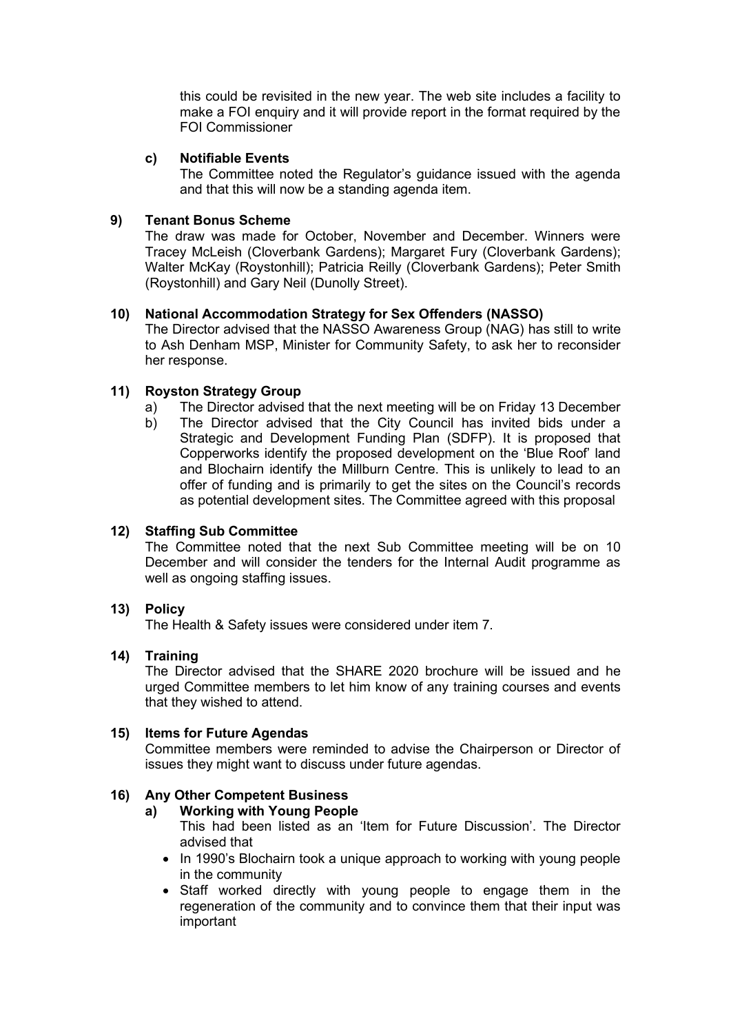this could be revisited in the new year. The web site includes a facility to make a FOI enquiry and it will provide report in the format required by the FOI Commissioner

**c) Notifiable Events**

The Committee noted the Regulator's guidance issued with the agenda and that this will now be a standing agenda item.

**9) Tenant Bonus Scheme**

The draw was made for October, November and December. Winners were Tracey McLeish (Cloverbank Gardens); Margaret Fury (Cloverbank Gardens); Walter McKay (Roystonhill); Patricia Reilly (Cloverbank Gardens); Peter Smith (Roystonhill) and Gary Neil (Dunolly Street).

**10) National Accommodation Strategy for Sex Offenders (NASSO)**

The Director advised that the NASSO Awareness Group (NAG) has still to write to Ash Denham MSP, Minister for Community Safety, to ask her to reconsider her response.

**11) Royston Strategy Group**

a) The Director advised that the next meeting will be on Friday 13 December

b) The Director advised that the City Council has invited bids under a Strategic and Development Funding Plan (SDFP). It is proposed that Copperworks identify the proposed development on the 'Blue Roof' land and Blochairn identify the Millburn Centre. This is unlikely to lead to an offer of funding and is primarily to get the sites on the Council's records as potential development sites. The Committee agreed with this proposal

**12) Staffing Sub Committee**

The Committee noted that the next Sub Committee meeting will be on 10 December and will consider the tenders for the Internal Audit programme as well as ongoing staffing issues.

**13) Policy**

The Health & Safety issues were considered under item 7.

**14) Training**

The Director advised that the SHARE 2020 brochure will be issued and he urged Committee members to let him know of any training courses and events that they wished to attend.

**15) Items for Future Agendas**

Committee members were reminded to advise the Chairperson or Director of issues they might want to discuss under future agendas.

**16) Any Other Competent Business**

**a) Working with Young People**

This had been listed as an 'Item for Future Discussion'. The Director advised that

- In 1990's Blochairn took a unique approach to working with young people in the community
- Staff worked directly with young people to engage them in the regeneration of the community and to convince them that their input was important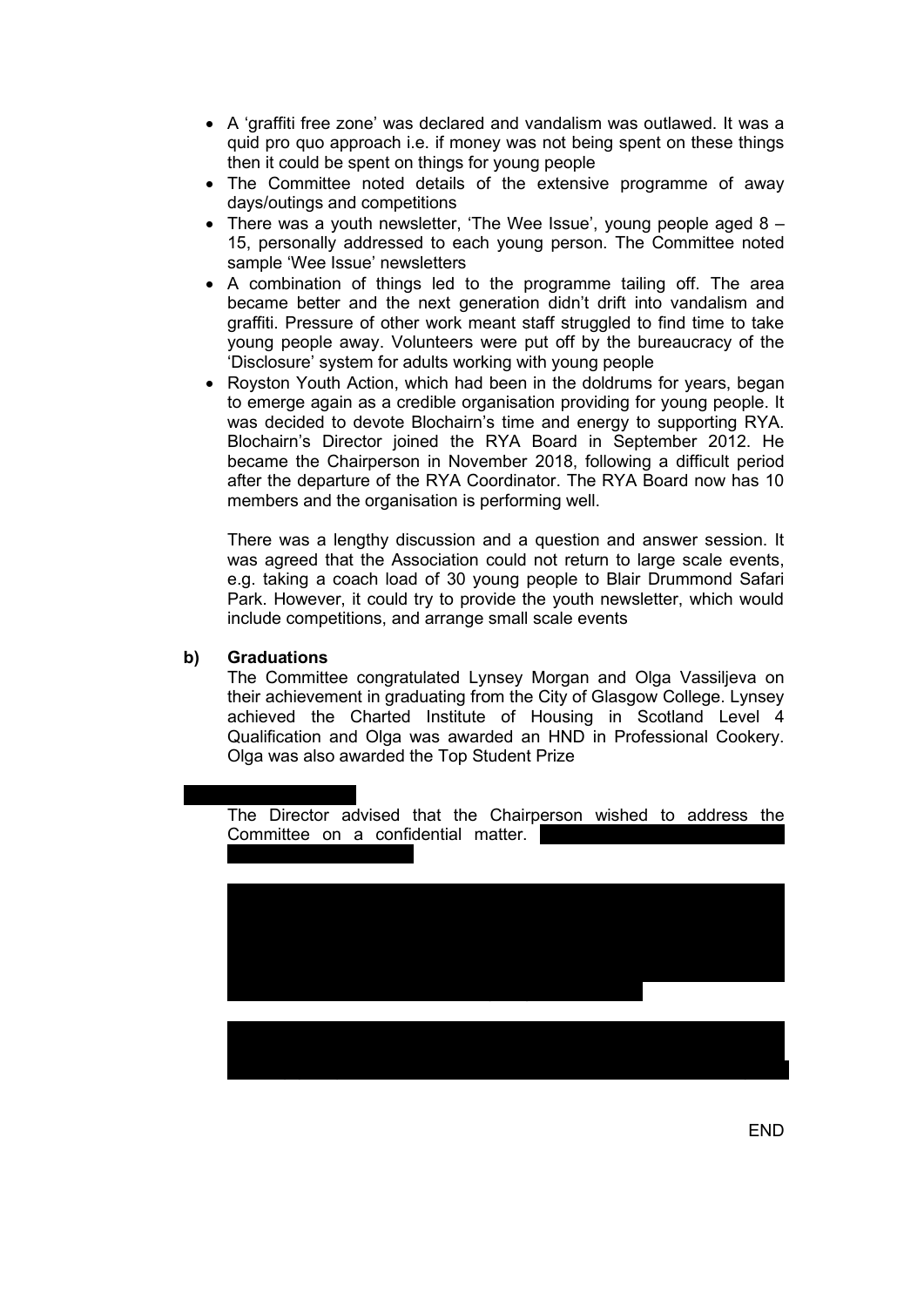- A 'graffiti free zone' was declared and vandalism was outlawed. It was a quid pro quo approach i.e. if money was not being spent on these things then it could be spent on things for young people
- The Committee noted details of the extensive programme of away days/outings and competitions
- There was a youth newsletter, 'The Wee Issue', young people aged 8 – 15, personally addressed to each young person. The Committee noted sample 'Wee Issue' newsletters
- A combination of things led to the programme tailing off. The area became better and the next generation didn't drift into vandalism and graffiti. Pressure of other work meant staff struggled to find time to take young people away. Volunteers were put off by the bureaucracy of the 'Disclosure' system for adults working with young people
- Royston Youth Action, which had been in the doldrums for years, began to emerge again as a credible organisation providing for young people. It was decided to devote Blochairn's time and energy to supporting RYA. Blochairn's Director joined the RYA Board in September 2012. He became the Chairperson in November 2018, following a difficult period after the departure of the RYA Coordinator. The RYA Board now has 10 members and the organisation is performing well.

  There was a lengthy discussion and a question and answer session. It was agreed that the Association could not return to large scale events, e.g. taking a coach load of 30 young people to Blair Drummond Safari Park. However, it could try to provide the youth newsletter, which would include competitions, and arrange small scale events

**b) Graduations**

The Committee congratulated Lynsey Morgan and Olga Vassiljeva on their achievement in graduating from the City of Glasgow College. Lynsey achieved the Charted Institute of Housing in Scotland Level 4 Qualification and Olga was awarded an HND in Professional Cookery. Olga was also awarded the Top Student Prize

The Director advised that the Chairperson wished to address the Committee on a confidential matter.

END